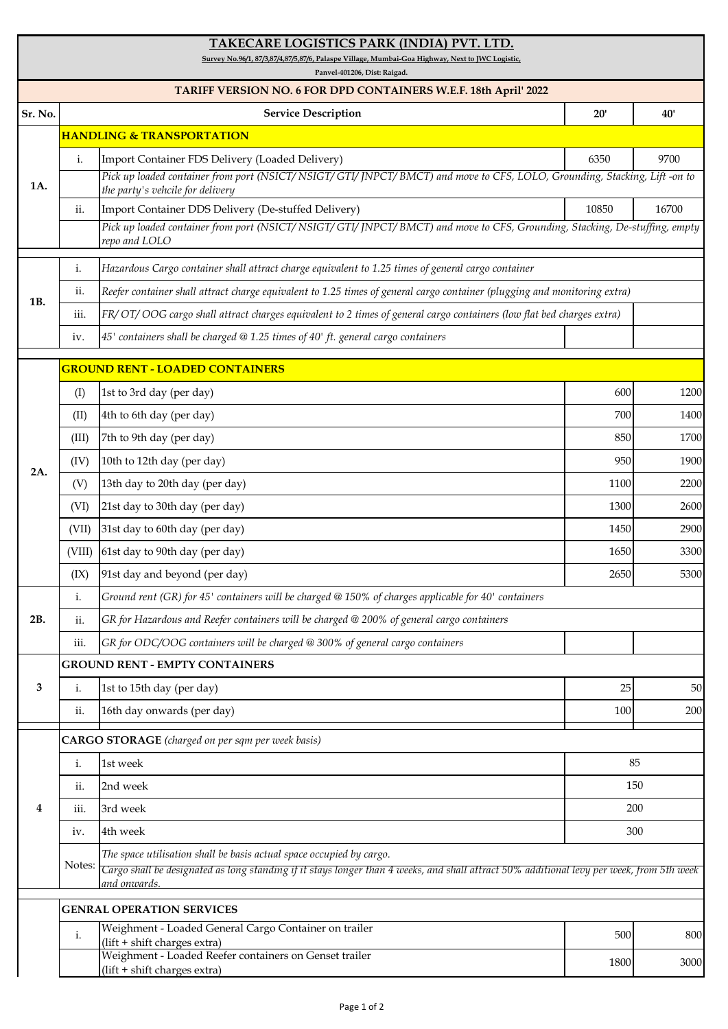# TAKECARE LOGISTICS PARK (INDIA) PVT. LTD.

Survey No.96/1, 87/3,87/4,87/5,87/6, Palaspe Village, Mumbai-Goa Highway, Next to JWC Logistic,

Panvel-401206, Dist: Raigad.

## TARIFF VERSION NO. 6 FOR DPD CONTAINERS W.E.F. 18th April' 2022

| Sr. No. | | Service Description | 20' | 40' |
|---|---|---|---|---|
| 1A. | | **HANDLING & TRANSPORTATION** | | |
| | i. | Import Container FDS Delivery (Loaded Delivery) | 6350 | 9700 |
| | | *Pick up loaded container from port (NSICT/ NSIGT/ GTI/ JNPCT/ BMCT) and move to CFS, LOLO, Grounding, Stacking, Lift -on to the party's vehcile for delivery* | | |
| | ii. | Import Container DDS Delivery (De-stuffed Delivery) | 10850 | 16700 |
| | | *Pick up loaded container from port (NSICT/ NSIGT/ GTI/ JNPCT/ BMCT) and move to CFS, Grounding, Stacking, De-stuffing, empty repo and LOLO* | | |
| 1B. | i. | *Hazardous Cargo container shall attract charge equivalent to 1.25 times of general cargo container* | | |
| | ii. | *Reefer container shall attract charge equivalent to 1.25 times of general cargo container (plugging and monitoring extra)* | | |
| | iii. | *FR/ OT/ OOG cargo shall attract charges equivalent to 2 times of general cargo containers (low flat bed charges extra)* | | |
| | iv. | *45' containers shall be charged @ 1.25 times of 40' ft. general cargo containers* | | |
| 2A. | | **GROUND RENT - LOADED CONTAINERS** | | |
| | (I) | 1st to 3rd day (per day) | 600 | 1200 |
| | (II) | 4th to 6th day (per day) | 700 | 1400 |
| | (III) | 7th to 9th day (per day) | 850 | 1700 |
| | (IV) | 10th to 12th day (per day) | 950 | 1900 |
| | (V) | 13th day to 20th day (per day) | 1100 | 2200 |
| | (VI) | 21st day to 30th day (per day) | 1300 | 2600 |
| | (VII) | 31st day to 60th day (per day) | 1450 | 2900 |
| | (VIII) | 61st day to 90th day (per day) | 1650 | 3300 |
| | (IX) | 91st day and beyond (per day) | 2650 | 5300 |
| 2B. | i. | *Ground rent (GR) for 45' containers will be charged @ 150% of charges applicable for 40' containers* | | |
| | ii. | *GR for Hazardous and Reefer containers will be charged @ 200% of general cargo containers* | | |
| | iii. | *GR for ODC/OOG containers will be charged @ 300% of general cargo containers* | | |
| 3 | | **GROUND RENT - EMPTY CONTAINERS** | | |
| | i. | 1st to 15th day (per day) | 25 | 50 |
| | ii. | 16th day onwards (per day) | 100 | 200 |
| 4 | | **CARGO STORAGE** *(charged on per sqm per week basis)* | | |
| | i. | 1st week | 85 | |
| | ii. | 2nd week | 150 | |
| | iii. | 3rd week | 200 | |
| | iv. | 4th week | 300 | |
| | Notes: | *The space utilisation shall be basis actual space occupied by cargo.* | | |
| | | *Cargo shall be designated as long standing if it stays longer than 4 weeks, and shall attract 50% additional levy per week, from 5th week and onwards.* | | |
| | | **GENRAL OPERATION SERVICES** | | |
| | i. | Weighment - Loaded General Cargo Container on trailer (lift + shift charges extra) | 500 | 800 |
| | | Weighment - Loaded Reefer containers on Genset trailer (lift + shift charges extra) | 1800 | 3000 |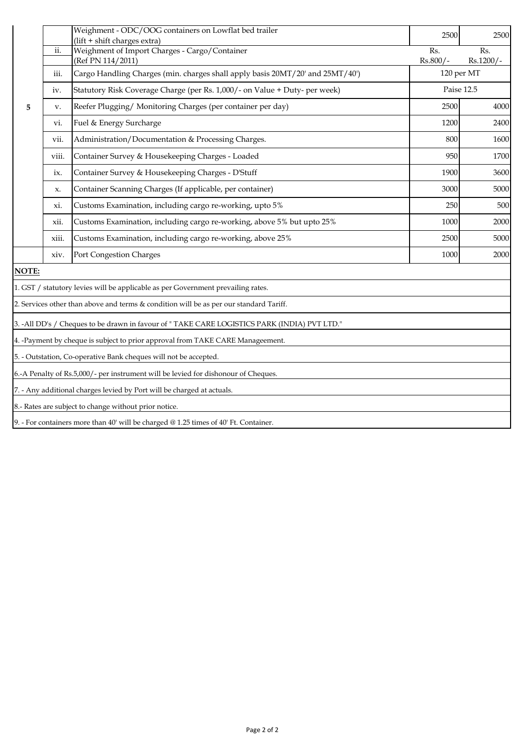| | | | | |
|---|---|---|---|---|
| | | Weighment - ODC/OOG containers on Lowflat bed trailer (lift + shift charges extra) | 2500 | 2500 |
| | ii. | Weighment of Import Charges - Cargo/Container (Ref PN 114/2011) | Rs. Rs.800/- | Rs. Rs.1200/- |
| | iii. | Cargo Handling Charges (min. charges shall apply basis 20MT/20' and 25MT/40') | 120 per MT | |
| | iv. | Statutory Risk Coverage Charge (per Rs. 1,000/- on Value + Duty- per week) | Paise 12.5 | |
| 5 | v. | Reefer Plugging/ Monitoring Charges (per container per day) | 2500 | 4000 |
| | vi. | Fuel & Energy Surcharge | 1200 | 2400 |
| | vii. | Administration/Documentation & Processing Charges. | 800 | 1600 |
| | viii. | Container Survey & Housekeeping Charges - Loaded | 950 | 1700 |
| | ix. | Container Survey & Housekeeping Charges - D'Stuff | 1900 | 3600 |
| | x. | Container Scanning Charges (If applicable, per container) | 3000 | 5000 |
| | xi. | Customs Examination, including cargo re-working, upto 5% | 250 | 500 |
| | xii. | Customs Examination, including cargo re-working, above 5% but upto 25% | 1000 | 2000 |
| | xiii. | Customs Examination, including cargo re-working, above 25% | 2500 | 5000 |
| | xiv. | Port Congestion Charges | 1000 | 2000 |

**NOTE:**

1. GST / statutory levies will be applicable as per Government prevailing rates.

2. Services other than above and terms & condition will be as per our standard Tariff.

3. -All DD's / Cheques to be drawn in favour of " TAKE CARE LOGISTICS PARK (INDIA) PVT LTD."

4. -Payment by cheque is subject to prior approval from TAKE CARE Manageement.

5. - Outstation, Co-operative Bank cheques will not be accepted.

6.-A Penalty of Rs.5,000/- per instrument will be levied for dishonour of Cheques.

7. - Any additional charges levied by Port will be charged at actuals.

8.- Rates are subject to change without prior notice.

9. - For containers more than 40' will be charged @ 1.25 times of 40' Ft. Container.